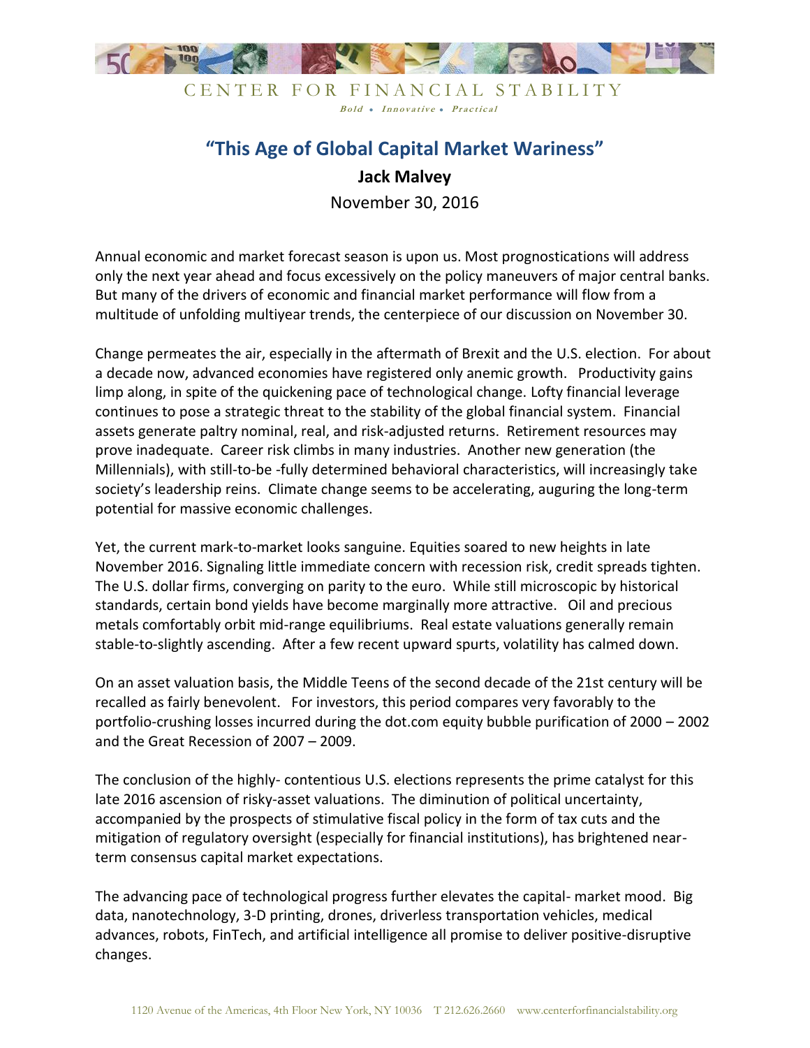CENTER FOR FINANCIAL STABILITY

*Bold • Innovative • Practical*

# "This Age of Global Capital Market Wariness"

**Jack Malvey**

November 30, 2016

Annual economic and market forecast season is upon us. Most prognostications will address only the next year ahead and focus excessively on the policy maneuvers of major central banks. But many of the drivers of economic and financial market performance will flow from a multitude of unfolding multiyear trends, the centerpiece of our discussion on November 30.

Change permeates the air, especially in the aftermath of Brexit and the U.S. election. For about a decade now, advanced economies have registered only anemic growth. Productivity gains limp along, in spite of the quickening pace of technological change. Lofty financial leverage continues to pose a strategic threat to the stability of the global financial system. Financial assets generate paltry nominal, real, and risk-adjusted returns. Retirement resources may prove inadequate. Career risk climbs in many industries. Another new generation (the Millennials), with still-to-be -fully determined behavioral characteristics, will increasingly take society's leadership reins. Climate change seems to be accelerating, auguring the long-term potential for massive economic challenges.

Yet, the current mark-to-market looks sanguine. Equities soared to new heights in late November 2016. Signaling little immediate concern with recession risk, credit spreads tighten. The U.S. dollar firms, converging on parity to the euro. While still microscopic by historical standards, certain bond yields have become marginally more attractive. Oil and precious metals comfortably orbit mid-range equilibriums. Real estate valuations generally remain stable-to-slightly ascending. After a few recent upward spurts, volatility has calmed down.

On an asset valuation basis, the Middle Teens of the second decade of the 21st century will be recalled as fairly benevolent. For investors, this period compares very favorably to the portfolio-crushing losses incurred during the dot.com equity bubble purification of 2000 – 2002 and the Great Recession of 2007 – 2009.

The conclusion of the highly- contentious U.S. elections represents the prime catalyst for this late 2016 ascension of risky-asset valuations. The diminution of political uncertainty, accompanied by the prospects of stimulative fiscal policy in the form of tax cuts and the mitigation of regulatory oversight (especially for financial institutions), has brightened near-term consensus capital market expectations.

The advancing pace of technological progress further elevates the capital- market mood. Big data, nanotechnology, 3-D printing, drones, driverless transportation vehicles, medical advances, robots, FinTech, and artificial intelligence all promise to deliver positive-disruptive changes.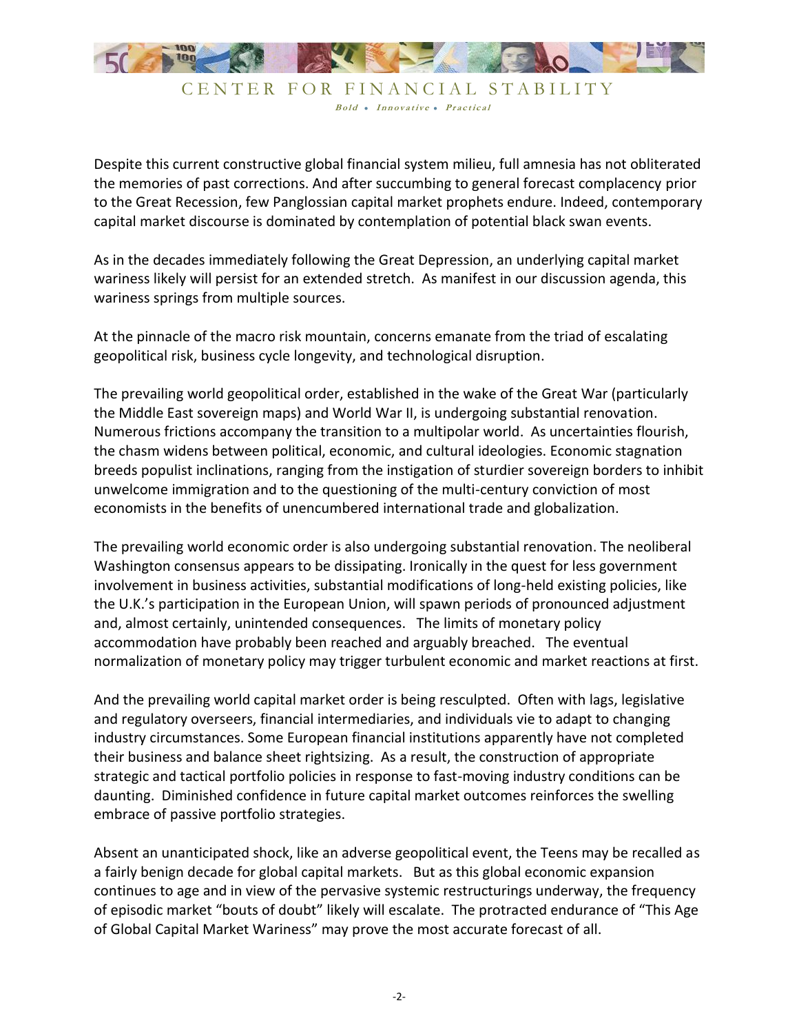Despite this current constructive global financial system milieu, full amnesia has not obliterated the memories of past corrections. And after succumbing to general forecast complacency prior to the Great Recession, few Panglossian capital market prophets endure. Indeed, contemporary capital market discourse is dominated by contemplation of potential black swan events.

As in the decades immediately following the Great Depression, an underlying capital market wariness likely will persist for an extended stretch. As manifest in our discussion agenda, this wariness springs from multiple sources.

At the pinnacle of the macro risk mountain, concerns emanate from the triad of escalating geopolitical risk, business cycle longevity, and technological disruption.

The prevailing world geopolitical order, established in the wake of the Great War (particularly the Middle East sovereign maps) and World War II, is undergoing substantial renovation. Numerous frictions accompany the transition to a multipolar world. As uncertainties flourish, the chasm widens between political, economic, and cultural ideologies. Economic stagnation breeds populist inclinations, ranging from the instigation of sturdier sovereign borders to inhibit unwelcome immigration and to the questioning of the multi-century conviction of most economists in the benefits of unencumbered international trade and globalization.

The prevailing world economic order is also undergoing substantial renovation. The neoliberal Washington consensus appears to be dissipating. Ironically in the quest for less government involvement in business activities, substantial modifications of long-held existing policies, like the U.K.'s participation in the European Union, will spawn periods of pronounced adjustment and, almost certainly, unintended consequences. The limits of monetary policy accommodation have probably been reached and arguably breached. The eventual normalization of monetary policy may trigger turbulent economic and market reactions at first.

And the prevailing world capital market order is being resculpted. Often with lags, legislative and regulatory overseers, financial intermediaries, and individuals vie to adapt to changing industry circumstances. Some European financial institutions apparently have not completed their business and balance sheet rightsizing. As a result, the construction of appropriate strategic and tactical portfolio policies in response to fast-moving industry conditions can be daunting. Diminished confidence in future capital market outcomes reinforces the swelling embrace of passive portfolio strategies.

Absent an unanticipated shock, like an adverse geopolitical event, the Teens may be recalled as a fairly benign decade for global capital markets. But as this global economic expansion continues to age and in view of the pervasive systemic restructurings underway, the frequency of episodic market "bouts of doubt" likely will escalate. The protracted endurance of "This Age of Global Capital Market Wariness" may prove the most accurate forecast of all.